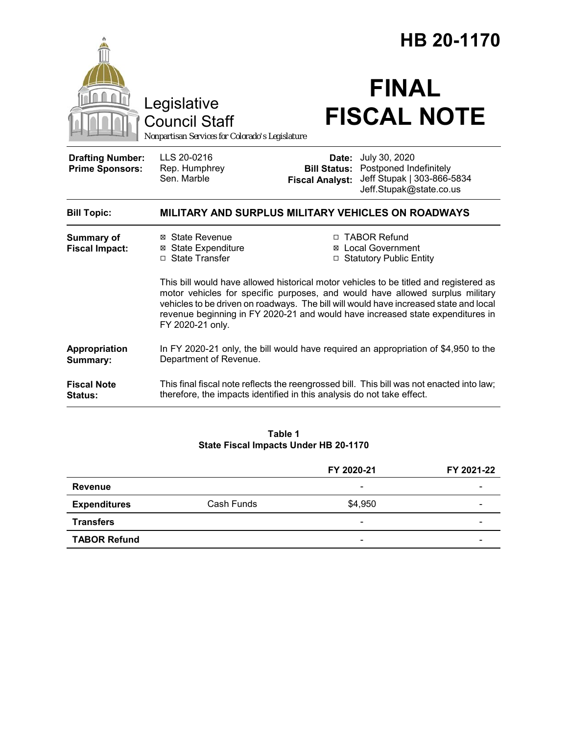# HB 20-1170

Legislative Council Staff

*Nonpartisan Services for Colorado's Legislature*

# FINAL FISCAL NOTE

| | | | |
|---|---|---|---|
| **Drafting Number:** | LLS 20-0216 | **Date:** | July 30, 2020 |
| **Prime Sponsors:** | Rep. Humphrey<br>Sen. Marble | **Bill Status:** | Postponed Indefinitely |
| | | **Fiscal Analyst:** | Jeff Stupak \| 303-866-5834<br>Jeff.Stupak@state.co.us |

| | |
|---|---|
| **Bill Topic:** | **MILITARY AND SURPLUS MILITARY VEHICLES ON ROADWAYS** |
| **Summary of Fiscal Impact:** | ☒ State Revenue<br>☒ State Expenditure<br>☐ State Transfer<br>☐ TABOR Refund<br>☒ Local Government<br>☐ Statutory Public Entity<br><br>This bill would have allowed historical motor vehicles to be titled and registered as motor vehicles for specific purposes, and would have allowed surplus military vehicles to be driven on roadways. The bill will would have increased state and local revenue beginning in FY 2020-21 and would have increased state expenditures in FY 2020-21 only. |
| **Appropriation Summary:** | In FY 2020-21 only, the bill would have required an appropriation of $4,950 to the Department of Revenue. |
| **Fiscal Note Status:** | This final fiscal note reflects the reengrossed bill. This bill was not enacted into law; therefore, the impacts identified in this analysis do not take effect. |

**Table 1**
**State Fiscal Impacts Under HB 20-1170**

| | | FY 2020-21 | FY 2021-22 |
|---|---|---|---|
| **Revenue** | | - | - |
| **Expenditures** | Cash Funds | $4,950 | - |
| **Transfers** | | - | - |
| **TABOR Refund** | | - | - |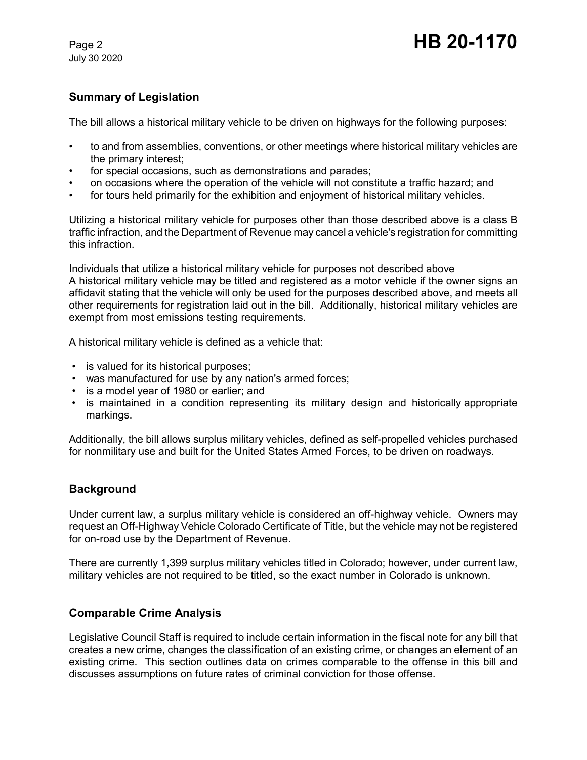## Summary of Legislation

The bill allows a historical military vehicle to be driven on highways for the following purposes:

- to and from assemblies, conventions, or other meetings where historical military vehicles are the primary interest;
- for special occasions, such as demonstrations and parades;
- on occasions where the operation of the vehicle will not constitute a traffic hazard; and
- for tours held primarily for the exhibition and enjoyment of historical military vehicles.

Utilizing a historical military vehicle for purposes other than those described above is a class B traffic infraction, and the Department of Revenue may cancel a vehicle's registration for committing this infraction.

Individuals that utilize a historical military vehicle for purposes not described above
A historical military vehicle may be titled and registered as a motor vehicle if the owner signs an affidavit stating that the vehicle will only be used for the purposes described above, and meets all other requirements for registration laid out in the bill. Additionally, historical military vehicles are exempt from most emissions testing requirements.

A historical military vehicle is defined as a vehicle that:

- is valued for its historical purposes;
- was manufactured for use by any nation's armed forces;
- is a model year of 1980 or earlier; and
- is maintained in a condition representing its military design and historically appropriate markings.

Additionally, the bill allows surplus military vehicles, defined as self-propelled vehicles purchased for nonmilitary use and built for the United States Armed Forces, to be driven on roadways.

## Background

Under current law, a surplus military vehicle is considered an off-highway vehicle. Owners may request an Off-Highway Vehicle Colorado Certificate of Title, but the vehicle may not be registered for on-road use by the Department of Revenue.

There are currently 1,399 surplus military vehicles titled in Colorado; however, under current law, military vehicles are not required to be titled, so the exact number in Colorado is unknown.

## Comparable Crime Analysis

Legislative Council Staff is required to include certain information in the fiscal note for any bill that creates a new crime, changes the classification of an existing crime, or changes an element of an existing crime. This section outlines data on crimes comparable to the offense in this bill and discusses assumptions on future rates of criminal conviction for those offense.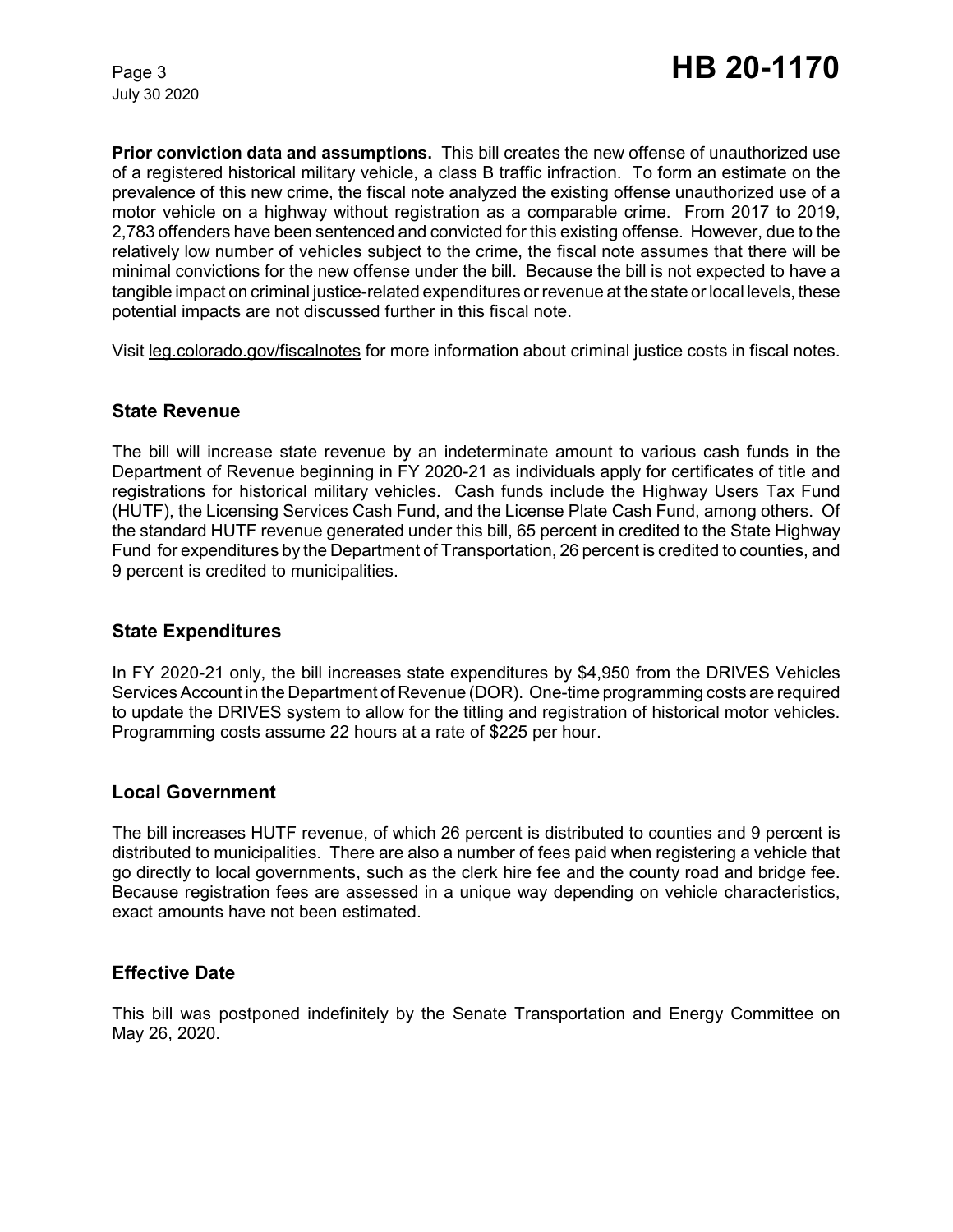**Prior conviction data and assumptions.** This bill creates the new offense of unauthorized use of a registered historical military vehicle, a class B traffic infraction. To form an estimate on the prevalence of this new crime, the fiscal note analyzed the existing offense unauthorized use of a motor vehicle on a highway without registration as a comparable crime. From 2017 to 2019, 2,783 offenders have been sentenced and convicted for this existing offense. However, due to the relatively low number of vehicles subject to the crime, the fiscal note assumes that there will be minimal convictions for the new offense under the bill. Because the bill is not expected to have a tangible impact on criminal justice-related expenditures or revenue at the state or local levels, these potential impacts are not discussed further in this fiscal note.

Visit leg.colorado.gov/fiscalnotes for more information about criminal justice costs in fiscal notes.

## State Revenue

The bill will increase state revenue by an indeterminate amount to various cash funds in the Department of Revenue beginning in FY 2020-21 as individuals apply for certificates of title and registrations for historical military vehicles. Cash funds include the Highway Users Tax Fund (HUTF), the Licensing Services Cash Fund, and the License Plate Cash Fund, among others. Of the standard HUTF revenue generated under this bill, 65 percent in credited to the State Highway Fund for expenditures by the Department of Transportation, 26 percent is credited to counties, and 9 percent is credited to municipalities.

## State Expenditures

In FY 2020-21 only, the bill increases state expenditures by $4,950 from the DRIVES Vehicles Services Account in the Department of Revenue (DOR). One-time programming costs are required to update the DRIVES system to allow for the titling and registration of historical motor vehicles. Programming costs assume 22 hours at a rate of $225 per hour.

## Local Government

The bill increases HUTF revenue, of which 26 percent is distributed to counties and 9 percent is distributed to municipalities. There are also a number of fees paid when registering a vehicle that go directly to local governments, such as the clerk hire fee and the county road and bridge fee. Because registration fees are assessed in a unique way depending on vehicle characteristics, exact amounts have not been estimated.

## Effective Date

This bill was postponed indefinitely by the Senate Transportation and Energy Committee on May 26, 2020.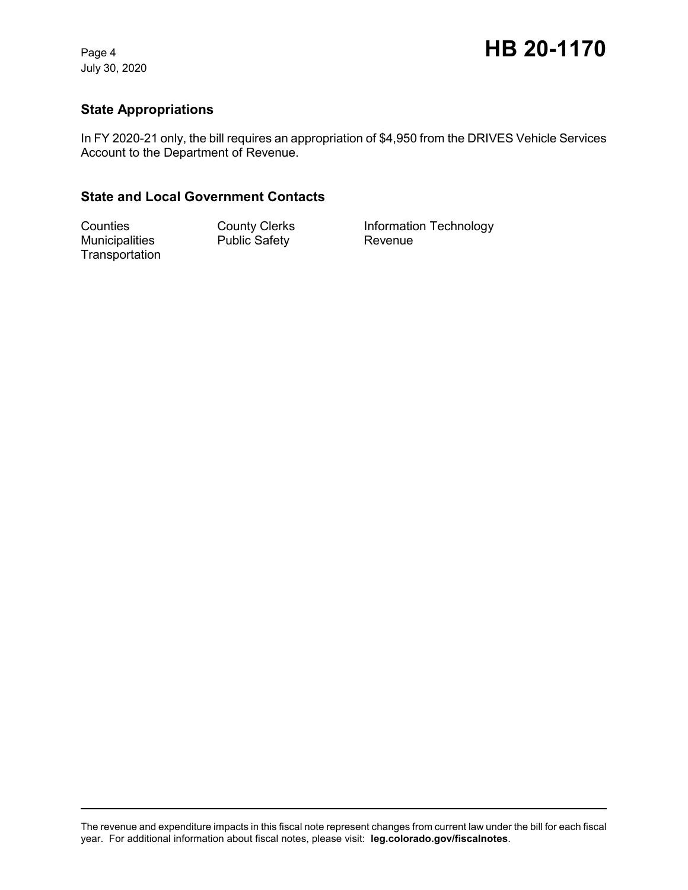## State Appropriations

In FY 2020-21 only, the bill requires an appropriation of $4,950 from the DRIVES Vehicle Services Account to the Department of Revenue.

## State and Local Government Contacts

| | | |
|---|---|---|
| Counties | County Clerks | Information Technology |
| Municipalities | Public Safety | Revenue |
| Transportation | | |

The revenue and expenditure impacts in this fiscal note represent changes from current law under the bill for each fiscal year. For additional information about fiscal notes, please visit: **leg.colorado.gov/fiscalnotes**.